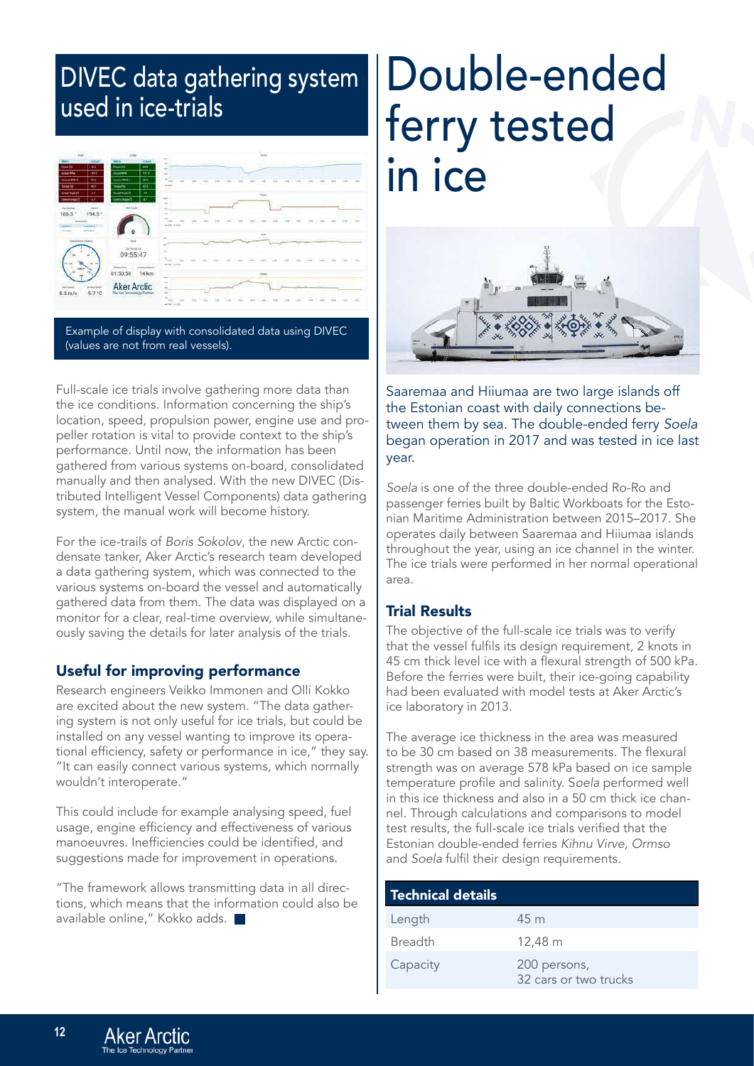## DIVEC data gathering system used in ice-trials

Example of display with consolidated data using DIVEC (values are not from real vessels).

Full-scale ice trials involve gathering more data than the ice conditions. Information concerning the ship's location, speed, propulsion power, engine use and propeller rotation is vital to provide context to the ship's performance. Until now, the information has been gathered from various systems on-board, consolidated manually and then analysed. With the new DIVEC (Distributed Intelligent Vessel Components) data gathering system, the manual work will become history.

For the ice-trails of *Boris Sokolov*, the new Arctic condensate tanker, Aker Arctic's research team developed a data gathering system, which was connected to the various systems on-board the vessel and automatically gathered data from them. The data was displayed on a monitor for a clear, real-time overview, while simultaneously saving the details for later analysis of the trials.

### Useful for improving performance

Research engineers Veikko Immonen and Olli Kokko are excited about the new system. "The data gathering system is not only useful for ice trials, but could be installed on any vessel wanting to improve its operational efficiency, safety or performance in ice," they say. "It can easily connect various systems, which normally wouldn't interoperate."

This could include for example analysing speed, fuel usage, engine efficiency and effectiveness of various manoeuvres. Inefficiencies could be identified, and suggestions made for improvement in operations.

"The framework allows transmitting data in all directions, which means that the information could also be available online," Kokko adds.

# Double-ended ferry tested in ice

Saaremaa and Hiiumaa are two large islands off the Estonian coast with daily connections between them by sea. The double-ended ferry *Soela* began operation in 2017 and was tested in ice last year.

*Soela* is one of the three double-ended Ro-Ro and passenger ferries built by Baltic Workboats for the Estonian Maritime Administration between 2015–2017. She operates daily between Saaremaa and Hiiumaa islands throughout the year, using an ice channel in the winter. The ice trials were performed in her normal operational area.

### Trial Results

The objective of the full-scale ice trials was to verify that the vessel fulfils its design requirement, 2 knots in 45 cm thick level ice with a flexural strength of 500 kPa. Before the ferries were built, their ice-going capability had been evaluated with model tests at Aker Arctic's ice laboratory in 2013.

The average ice thickness in the area was measured to be 30 cm based on 38 measurements. The flexural strength was on average 578 kPa based on ice sample temperature profile and salinity. *Soela* performed well in this ice thickness and also in a 50 cm thick ice channel. Through calculations and comparisons to model test results, the full-scale ice trials verified that the Estonian double-ended ferries *Kihnu Virve, Ormso* and *Soela* fulfil their design requirements.

| Technical details | |
|---|---|
| Length | 45 m |
| Breadth | 12,48 m |
| Capacity | 200 persons, 32 cars or two trucks |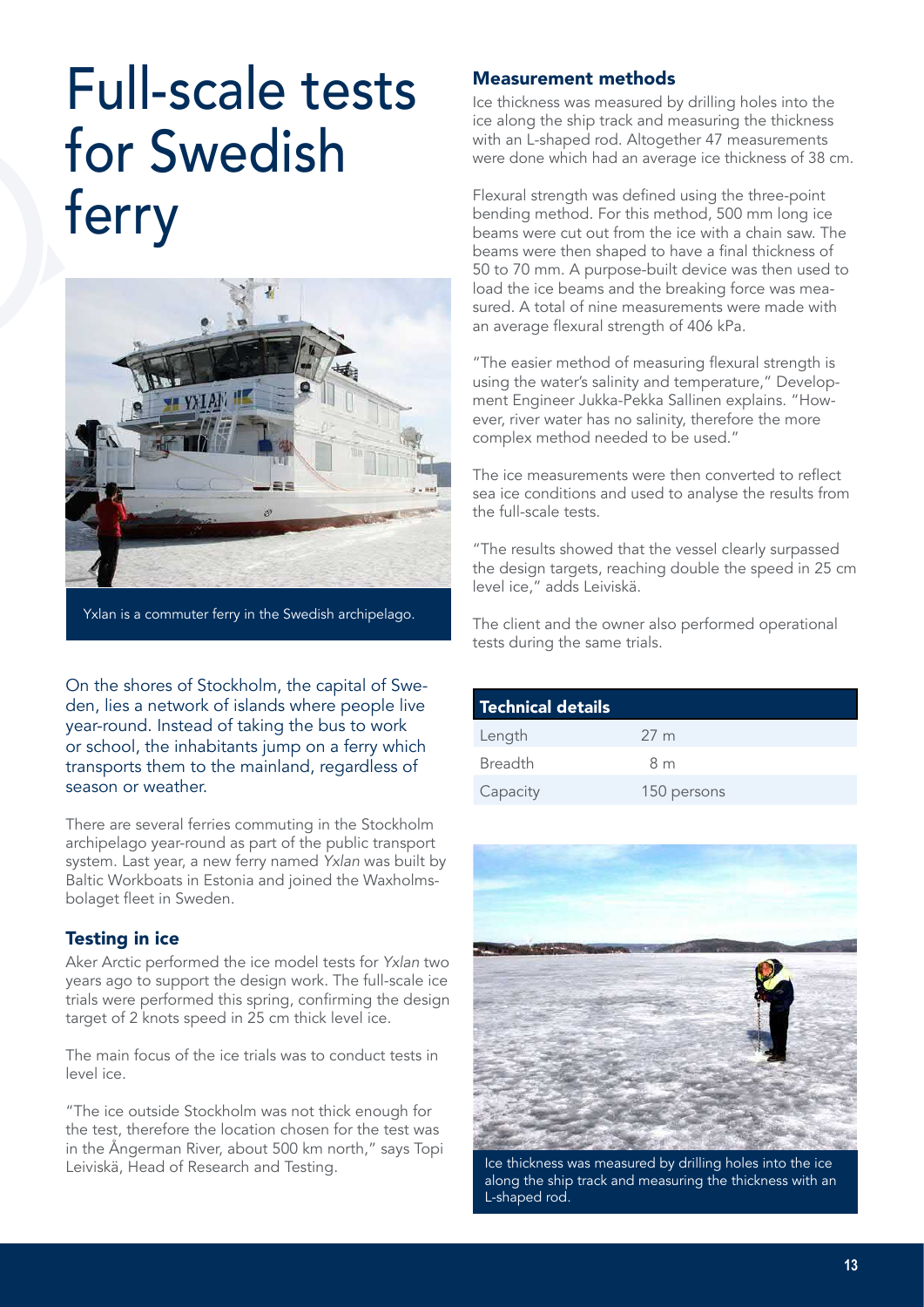# Full-scale tests for Swedish ferry

Yxlan is a commuter ferry in the Swedish archipelago.

On the shores of Stockholm, the capital of Sweden, lies a network of islands where people live year-round. Instead of taking the bus to work or school, the inhabitants jump on a ferry which transports them to the mainland, regardless of season or weather.

There are several ferries commuting in the Stockholm archipelago year-round as part of the public transport system. Last year, a new ferry named *Yxlan* was built by Baltic Workboats in Estonia and joined the Waxholmsbolaget fleet in Sweden.

## Testing in ice

Aker Arctic performed the ice model tests for *Yxlan* two years ago to support the design work. The full-scale ice trials were performed this spring, confirming the design target of 2 knots speed in 25 cm thick level ice.

The main focus of the ice trials was to conduct tests in level ice.

"The ice outside Stockholm was not thick enough for the test, therefore the location chosen for the test was in the Ångerman River, about 500 km north," says Topi Leiviskä, Head of Research and Testing.

## Measurement methods

Ice thickness was measured by drilling holes into the ice along the ship track and measuring the thickness with an L-shaped rod. Altogether 47 measurements were done which had an average ice thickness of 38 cm.

Flexural strength was defined using the three-point bending method. For this method, 500 mm long ice beams were cut out from the ice with a chain saw. The beams were then shaped to have a final thickness of 50 to 70 mm. A purpose-built device was then used to load the ice beams and the breaking force was measured. A total of nine measurements were made with an average flexural strength of 406 kPa.

"The easier method of measuring flexural strength is using the water's salinity and temperature," Development Engineer Jukka-Pekka Sallinen explains. "However, river water has no salinity, therefore the more complex method needed to be used."

The ice measurements were then converted to reflect sea ice conditions and used to analyse the results from the full-scale tests.

"The results showed that the vessel clearly surpassed the design targets, reaching double the speed in 25 cm level ice," adds Leiviskä.

The client and the owner also performed operational tests during the same trials.

| Technical details | |
|---|---|
| Length | 27 m |
| Breadth | 8 m |
| Capacity | 150 persons |

Ice thickness was measured by drilling holes into the ice along the ship track and measuring the thickness with an L-shaped rod.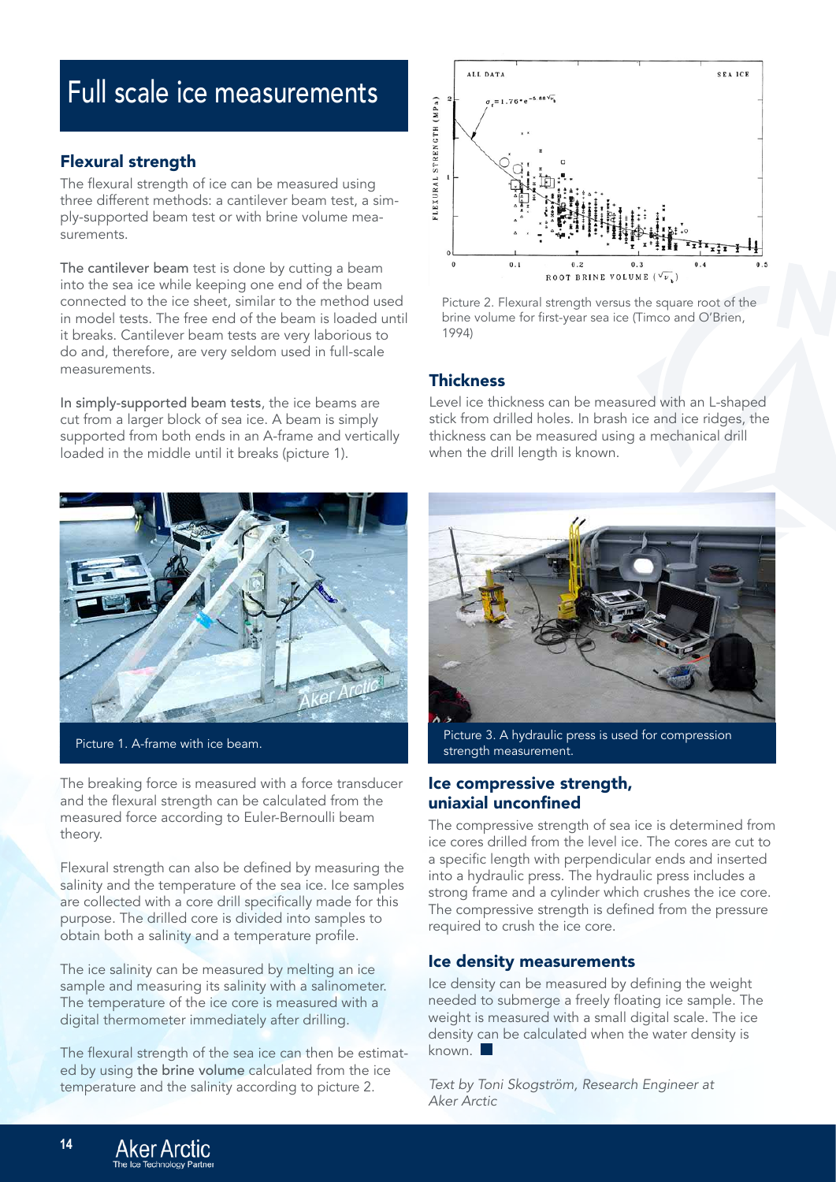# Full scale ice measurements

## Flexural strength

The flexural strength of ice can be measured using three different methods: a cantilever beam test, a simply-supported beam test or with brine volume measurements.

The cantilever beam test is done by cutting a beam into the sea ice while keeping one end of the beam connected to the ice sheet, similar to the method used in model tests. The free end of the beam is loaded until it breaks. Cantilever beam tests are very laborious to do and, therefore, are very seldom used in full-scale measurements.

In simply-supported beam tests, the ice beams are cut from a larger block of sea ice. A beam is simply supported from both ends in an A-frame and vertically loaded in the middle until it breaks (picture 1).

Picture 1. A-frame with ice beam.

The breaking force is measured with a force transducer and the flexural strength can be calculated from the measured force according to Euler-Bernoulli beam theory.

Flexural strength can also be defined by measuring the salinity and the temperature of the sea ice. Ice samples are collected with a core drill specifically made for this purpose. The drilled core is divided into samples to obtain both a salinity and a temperature profile.

The ice salinity can be measured by melting an ice sample and measuring its salinity with a salinometer. The temperature of the ice core is measured with a digital thermometer immediately after drilling.

The flexural strength of the sea ice can then be estimated by using the brine volume calculated from the ice temperature and the salinity according to picture 2.

ALL DATA

SEA ICE

$\sigma_f = 1.76 \cdot e^{-5.88\sqrt{\nu_b}}$

FLEXURAL STRENGTH (MPa)

ROOT BRINE VOLUME ($\sqrt{\nu_b}$)

0 0.1 0.2 0.3 0.4 0.5

0 1 2

Picture 2. Flexural strength versus the square root of the brine volume for first-year sea ice (Timco and O'Brien, 1994)

## Thickness

Level ice thickness can be measured with an L-shaped stick from drilled holes. In brash ice and ice ridges, the thickness can be measured using a mechanical drill when the drill length is known.

Picture 3. A hydraulic press is used for compression strength measurement.

## Ice compressive strength, uniaxial unconfined

The compressive strength of sea ice is determined from ice cores drilled from the level ice. The cores are cut to a specific length with perpendicular ends and inserted into a hydraulic press. The hydraulic press includes a strong frame and a cylinder which crushes the ice core. The compressive strength is defined from the pressure required to crush the ice core.

## Ice density measurements

Ice density can be measured by defining the weight needed to submerge a freely floating ice sample. The weight is measured with a small digital scale. The ice density can be calculated when the water density is known.

*Text by Toni Skogström, Research Engineer at Aker Arctic*